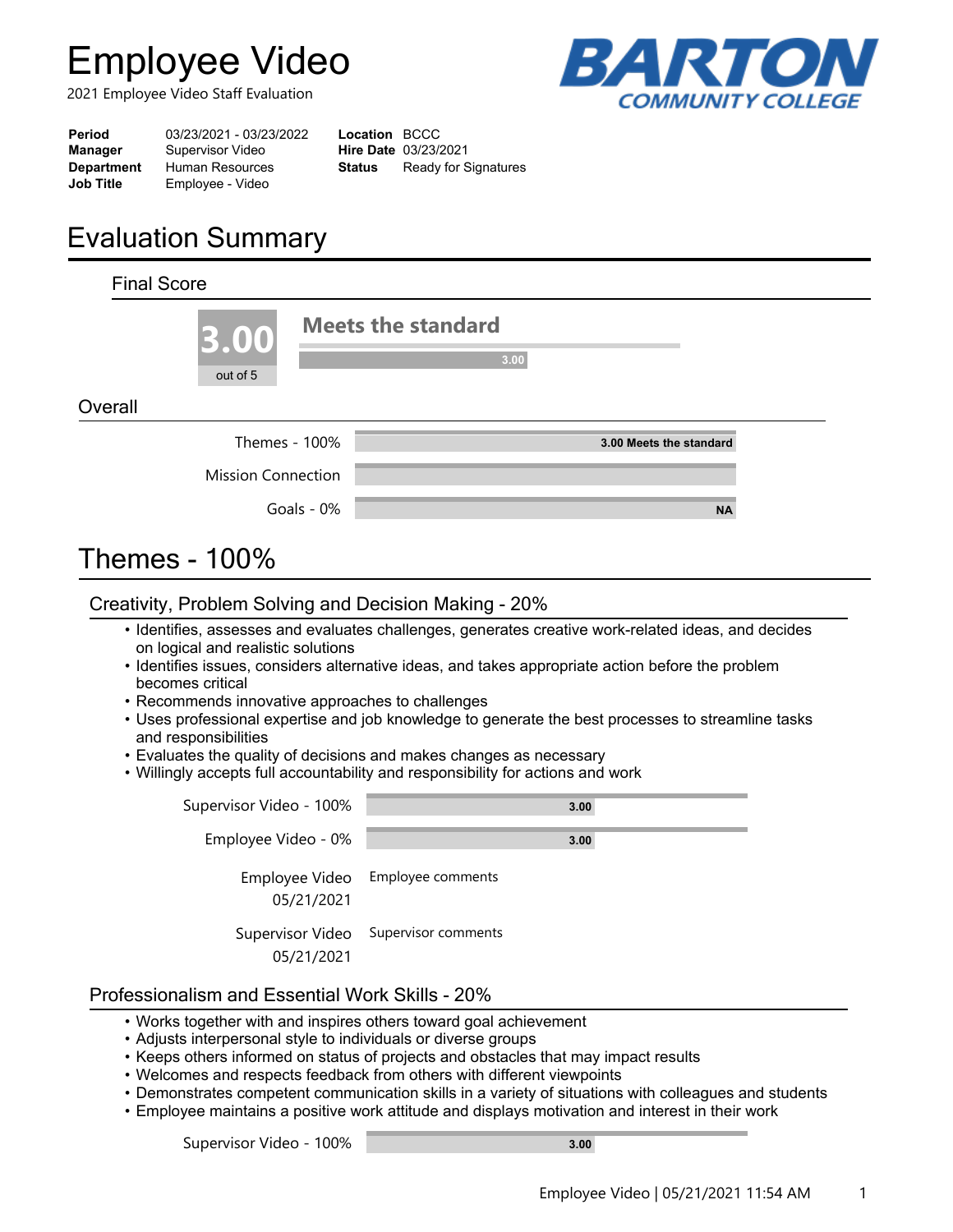# Employee Video

2021 Employee Video Staff Evaluation

BARTON COMMUNITY COLLEGE

| | | | |
|---|---|---|---|
| **Period** | 03/23/2021 - 03/23/2022 | **Location** | BCCC |
| **Manager** | Supervisor Video | **Hire Date** | 03/23/2021 |
| **Department** | Human Resources | **Status** | Ready for Signatures |
| **Job Title** | Employee - Video | | |

# Evaluation Summary

## Final Score

3.00
out of 5

Meets the standard

3.00

## Overall

Themes - 100%
3.00 Meets the standard

Mission Connection

Goals - 0%
NA

# Themes - 100%

## Creativity, Problem Solving and Decision Making - 20%

- Identifies, assesses and evaluates challenges, generates creative work-related ideas, and decides on logical and realistic solutions
- Identifies issues, considers alternative ideas, and takes appropriate action before the problem becomes critical
- Recommends innovative approaches to challenges
- Uses professional expertise and job knowledge to generate the best processes to streamline tasks and responsibilities
- Evaluates the quality of decisions and makes changes as necessary
- Willingly accepts full accountability and responsibility for actions and work

Supervisor Video - 100%
3.00

Employee Video - 0%
3.00

Employee Video 05/21/2021 — Employee comments

Supervisor Video 05/21/2021 — Supervisor comments

## Professionalism and Essential Work Skills - 20%

- Works together with and inspires others toward goal achievement
- Adjusts interpersonal style to individuals or diverse groups
- Keeps others informed on status of projects and obstacles that may impact results
- Welcomes and respects feedback from others with different viewpoints
- Demonstrates competent communication skills in a variety of situations with colleagues and students
- Employee maintains a positive work attitude and displays motivation and interest in their work

Supervisor Video - 100%
3.00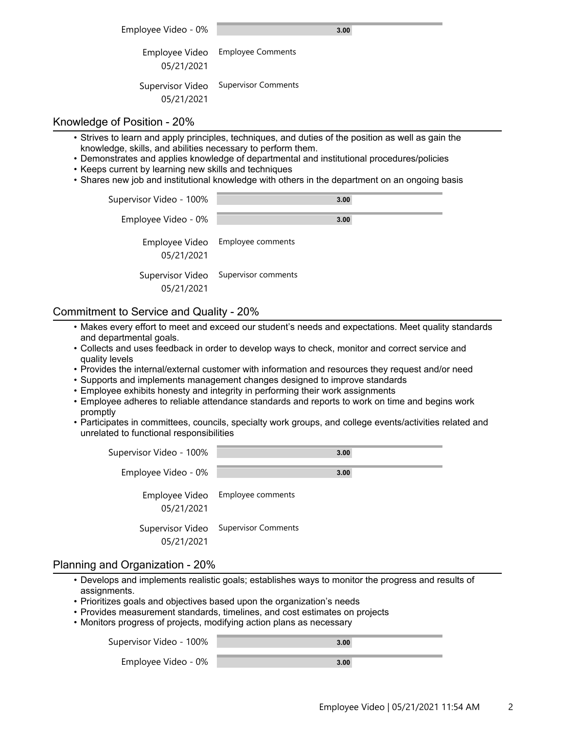Employee Video - 0% 3.00

Employee Video 05/21/2021 Employee Comments

Supervisor Video 05/21/2021 Supervisor Comments

## Knowledge of Position - 20%

- Strives to learn and apply principles, techniques, and duties of the position as well as gain the knowledge, skills, and abilities necessary to perform them.
- Demonstrates and applies knowledge of departmental and institutional procedures/policies
- Keeps current by learning new skills and techniques
- Shares new job and institutional knowledge with others in the department on an ongoing basis

Supervisor Video - 100% 3.00

Employee Video - 0% 3.00

Employee Video 05/21/2021 Employee comments

Supervisor Video 05/21/2021 Supervisor comments

## Commitment to Service and Quality - 20%

- Makes every effort to meet and exceed our student's needs and expectations. Meet quality standards and departmental goals.
- Collects and uses feedback in order to develop ways to check, monitor and correct service and quality levels
- Provides the internal/external customer with information and resources they request and/or need
- Supports and implements management changes designed to improve standards
- Employee exhibits honesty and integrity in performing their work assignments
- Employee adheres to reliable attendance standards and reports to work on time and begins work promptly
- Participates in committees, councils, specialty work groups, and college events/activities related and unrelated to functional responsibilities

Supervisor Video - 100% 3.00

Employee Video - 0% 3.00

Employee Video 05/21/2021 Employee comments

Supervisor Video 05/21/2021 Supervisor Comments

## Planning and Organization - 20%

- Develops and implements realistic goals; establishes ways to monitor the progress and results of assignments.
- Prioritizes goals and objectives based upon the organization's needs
- Provides measurement standards, timelines, and cost estimates on projects
- Monitors progress of projects, modifying action plans as necessary

Supervisor Video - 100% 3.00

Employee Video - 0% 3.00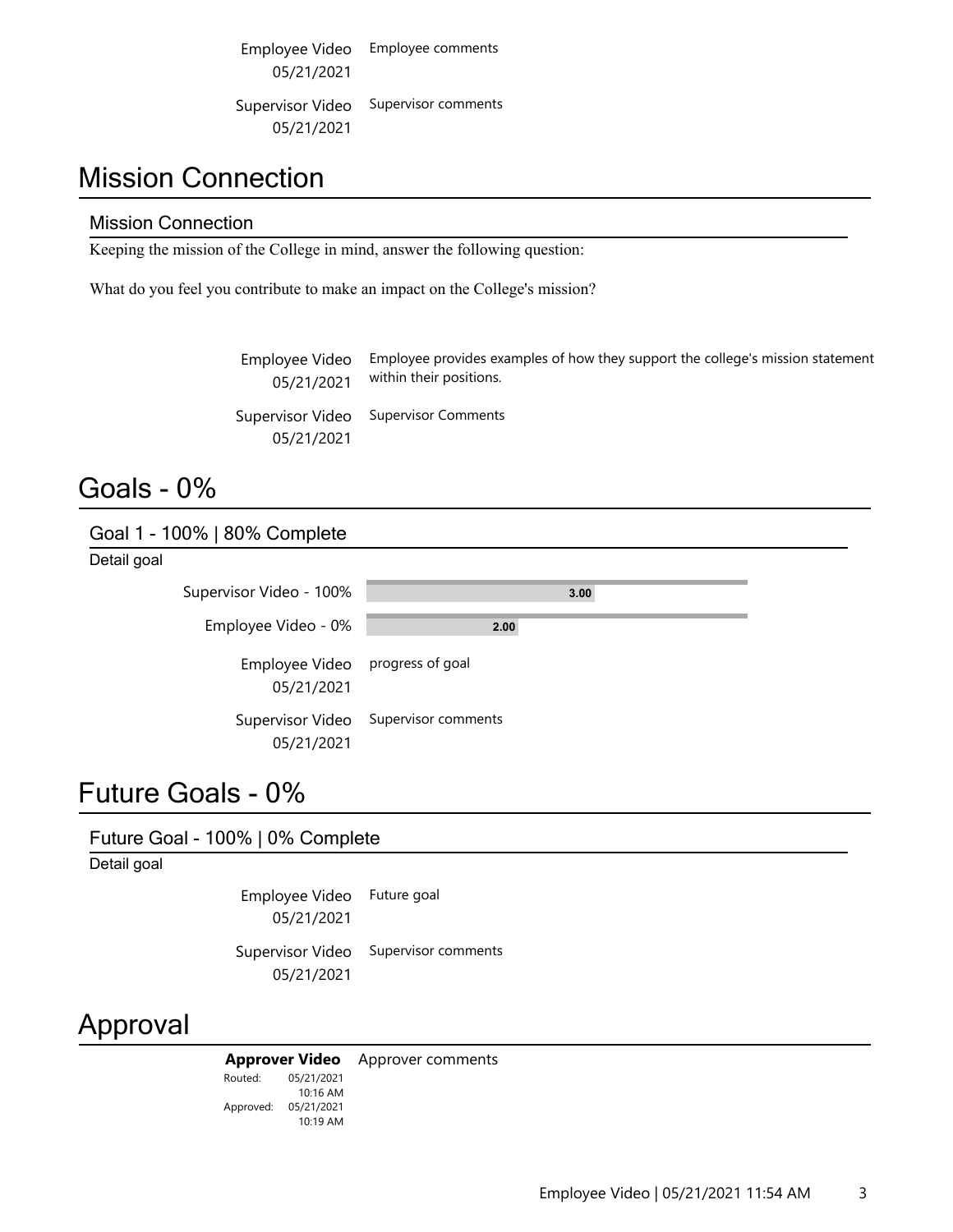Employee Video
05/21/2021

Employee comments

Supervisor Video
05/21/2021

Supervisor comments

# Mission Connection

## Mission Connection

Keeping the mission of the College in mind, answer the following question:

What do you feel you contribute to make an impact on the College's mission?

Employee Video
05/21/2021

Employee provides examples of how they support the college's mission statement within their positions.

Supervisor Video
05/21/2021

Supervisor Comments

# Goals - 0%

## Goal 1 - 100% | 80% Complete

Detail goal

Supervisor Video - 100%
3.00

Employee Video - 0%
2.00

Employee Video
05/21/2021

progress of goal

Supervisor Video
05/21/2021

Supervisor comments

# Future Goals - 0%

## Future Goal - 100% | 0% Complete

Detail goal

Employee Video
05/21/2021

Future goal

Supervisor Video
05/21/2021

Supervisor comments

# Approval

**Approver Video**

Routed: 05/21/2021 10:16 AM
Approved: 05/21/2021 10:19 AM

Approver comments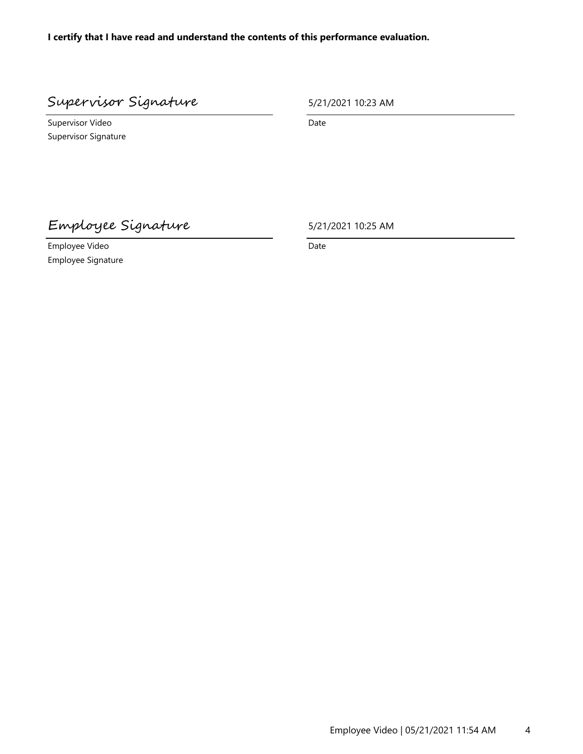**I certify that I have read and understand the contents of this performance evaluation.**

Supervisor Signature — 5/21/2021 10:23 AM

Supervisor Video — Date
Supervisor Signature

Employee Signature — 5/21/2021 10:25 AM

Employee Video — Date
Employee Signature